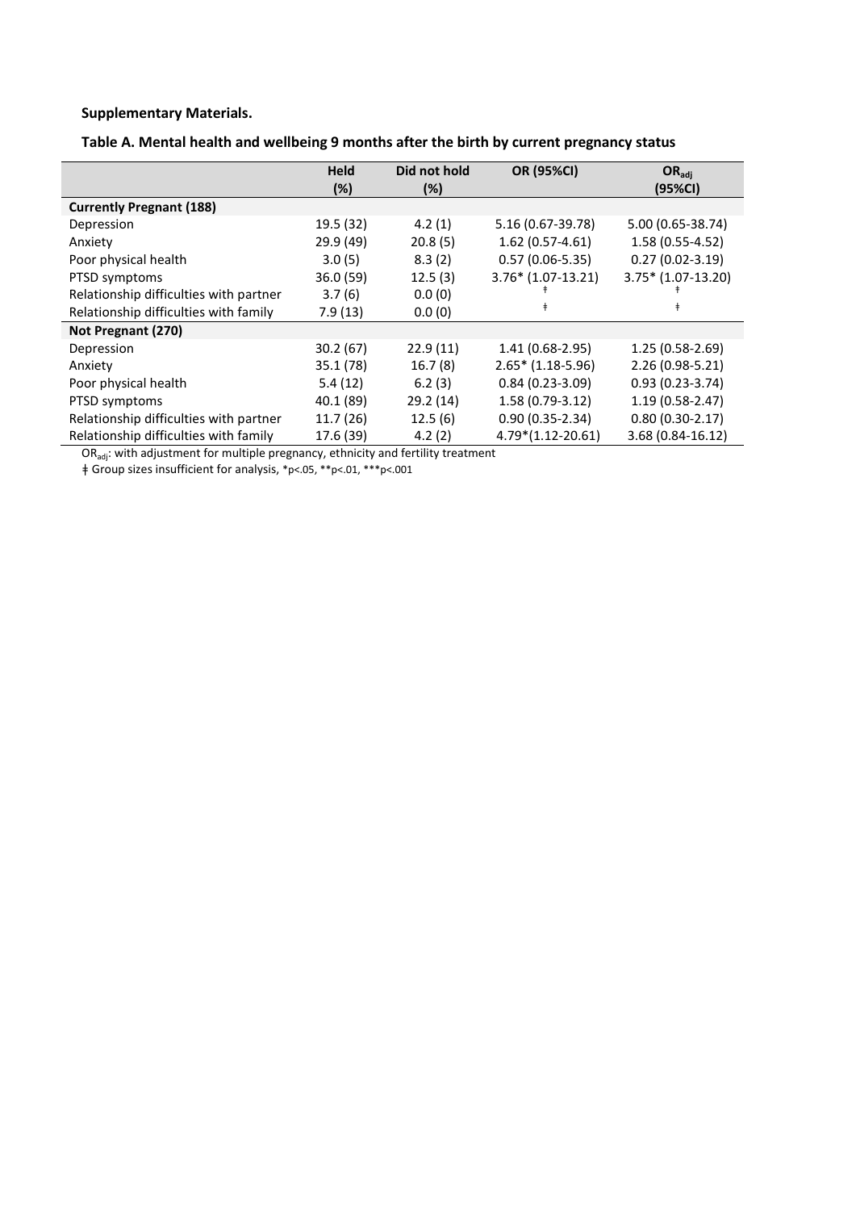**Supplementary Materials.**

**Table A. Mental health and wellbeing 9 months after the birth by current pregnancy status**

| | Held (%) | Did not hold (%) | OR (95%CI) | $OR_{adj}$ (95%CI) |
|---|---|---|---|---|
| **Currently Pregnant (188)** | | | | |
| Depression | 19.5 (32) | 4.2 (1) | 5.16 (0.67-39.78) | 5.00 (0.65-38.74) |
| Anxiety | 29.9 (49) | 20.8 (5) | 1.62 (0.57-4.61) | 1.58 (0.55-4.52) |
| Poor physical health | 3.0 (5) | 8.3 (2) | 0.57 (0.06-5.35) | 0.27 (0.02-3.19) |
| PTSD symptoms | 36.0 (59) | 12.5 (3) | 3.76* (1.07-13.21) | 3.75* (1.07-13.20) |
| Relationship difficulties with partner | 3.7 (6) | 0.0 (0) | ǂ | ǂ |
| Relationship difficulties with family | 7.9 (13) | 0.0 (0) | ǂ | ǂ |
| **Not Pregnant (270)** | | | | |
| Depression | 30.2 (67) | 22.9 (11) | 1.41 (0.68-2.95) | 1.25 (0.58-2.69) |
| Anxiety | 35.1 (78) | 16.7 (8) | 2.65* (1.18-5.96) | 2.26 (0.98-5.21) |
| Poor physical health | 5.4 (12) | 6.2 (3) | 0.84 (0.23-3.09) | 0.93 (0.23-3.74) |
| PTSD symptoms | 40.1 (89) | 29.2 (14) | 1.58 (0.79-3.12) | 1.19 (0.58-2.47) |
| Relationship difficulties with partner | 11.7 (26) | 12.5 (6) | 0.90 (0.35-2.34) | 0.80 (0.30-2.17) |
| Relationship difficulties with family | 17.6 (39) | 4.2 (2) | 4.79*(1.12-20.61) | 3.68 (0.84-16.12) |

$OR_{adj}$: with adjustment for multiple pregnancy, ethnicity and fertility treatment

ǂ Group sizes insufficient for analysis, *p<.05, **p<.01, ***p<.001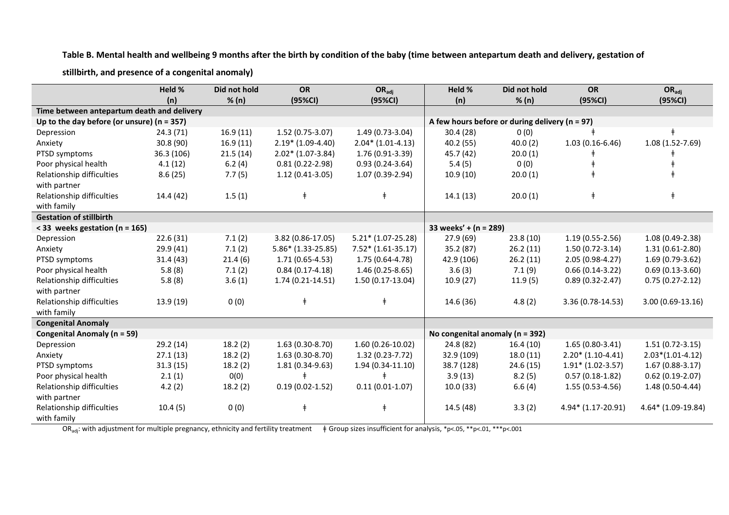**Table B. Mental health and wellbeing 9 months after the birth by condition of the baby (time between antepartum death and delivery, gestation of stillbirth, and presence of a congenital anomaly)**

| | Held % (n) | Did not hold % (n) | OR (95%CI) | $OR_{adj}$ (95%CI) | Held % (n) | Did not hold % (n) | OR (95%CI) | $OR_{adj}$ (95%CI) |
|---|---|---|---|---|---|---|---|---|
| **Time between antepartum death and delivery** | | | | | | | | |
| **Up to the day before (or unsure) (n = 357)** | | | | | **A few hours before or during delivery (n = 97)** | | | |
| Depression | 24.3 (71) | 16.9 (11) | 1.52 (0.75-3.07) | 1.49 (0.73-3.04) | 30.4 (28) | 0 (0) | ǂ | ǂ |
| Anxiety | 30.8 (90) | 16.9 (11) | 2.19* (1.09-4.40) | 2.04* (1.01-4.13) | 40.2 (55) | 40.0 (2) | 1.03 (0.16-6.46) | 1.08 (1.52-7.69) |
| PTSD symptoms | 36.3 (106) | 21.5 (14) | 2.02* (1.07-3.84) | 1.76 (0.91-3.39) | 45.7 (42) | 20.0 (1) | ǂ | ǂ |
| Poor physical health | 4.1 (12) | 6.2 (4) | 0.81 (0.22-2.98) | 0.93 (0.24-3.64) | 5.4 (5) | 0 (0) | ǂ | ǂ |
| Relationship difficulties with partner | 8.6 (25) | 7.7 (5) | 1.12 (0.41-3.05) | 1.07 (0.39-2.94) | 10.9 (10) | 20.0 (1) | ǂ | ǂ |
| Relationship difficulties with family | 14.4 (42) | 1.5 (1) | ǂ | ǂ | 14.1 (13) | 20.0 (1) | ǂ | ǂ |
| **Gestation of stillbirth** | | | | | | | | |
| **< 33 weeks gestation (n = 165)** | | | | | **33 weeks' + (n = 289)** | | | |
| Depression | 22.6 (31) | 7.1 (2) | 3.82 (0.86-17.05) | 5.21* (1.07-25.28) | 27.9 (69) | 23.8 (10) | 1.19 (0.55-2.56) | 1.08 (0.49-2.38) |
| Anxiety | 29.9 (41) | 7.1 (2) | 5.86* (1.33-25.85) | 7.52* (1.61-35.17) | 35.2 (87) | 26.2 (11) | 1.50 (0.72-3.14) | 1.31 (0.61-2.80) |
| PTSD symptoms | 31.4 (43) | 21.4 (6) | 1.71 (0.65-4.53) | 1.75 (0.64-4.78) | 42.9 (106) | 26.2 (11) | 2.05 (0.98-4.27) | 1.69 (0.79-3.62) |
| Poor physical health | 5.8 (8) | 7.1 (2) | 0.84 (0.17-4.18) | 1.46 (0.25-8.65) | 3.6 (3) | 7.1 (9) | 0.66 (0.14-3.22) | 0.69 (0.13-3.60) |
| Relationship difficulties with partner | 5.8 (8) | 3.6 (1) | 1.74 (0.21-14.51) | 1.50 (0.17-13.04) | 10.9 (27) | 11.9 (5) | 0.89 (0.32-2.47) | 0.75 (0.27-2.12) |
| Relationship difficulties with family | 13.9 (19) | 0 (0) | ǂ | ǂ | 14.6 (36) | 4.8 (2) | 3.36 (0.78-14.53) | 3.00 (0.69-13.16) |
| **Congenital Anomaly** | | | | | | | | |
| **Congenital Anomaly (n = 59)** | | | | | **No congenital anomaly (n = 392)** | | | |
| Depression | 29.2 (14) | 18.2 (2) | 1.63 (0.30-8.70) | 1.60 (0.26-10.02) | 24.8 (82) | 16.4 (10) | 1.65 (0.80-3.41) | 1.51 (0.72-3.15) |
| Anxiety | 27.1 (13) | 18.2 (2) | 1.63 (0.30-8.70) | 1.32 (0.23-7.72) | 32.9 (109) | 18.0 (11) | 2.20* (1.10-4.41) | 2.03*(1.01-4.12) |
| PTSD symptoms | 31.3 (15) | 18.2 (2) | 1.81 (0.34-9.63) | 1.94 (0.34-11.10) | 38.7 (128) | 24.6 (15) | 1.91* (1.02-3.57) | 1.67 (0.88-3.17) |
| Poor physical health | 2.1 (1) | 0(0) | ǂ | ǂ | 3.9 (13) | 8.2 (5) | 0.57 (0.18-1.82) | 0.62 (0.19-2.07) |
| Relationship difficulties with partner | 4.2 (2) | 18.2 (2) | 0.19 (0.02-1.52) | 0.11 (0.01-1.07) | 10.0 (33) | 6.6 (4) | 1.55 (0.53-4.56) | 1.48 (0.50-4.44) |
| Relationship difficulties with family | 10.4 (5) | 0 (0) | ǂ | ǂ | 14.5 (48) | 3.3 (2) | 4.94* (1.17-20.91) | 4.64* (1.09-19.84) |

$OR_{adj}$: with adjustment for multiple pregnancy, ethnicity and fertility treatment ǂ Group sizes insufficient for analysis, *p<.05, **p<.01, ***p<.001